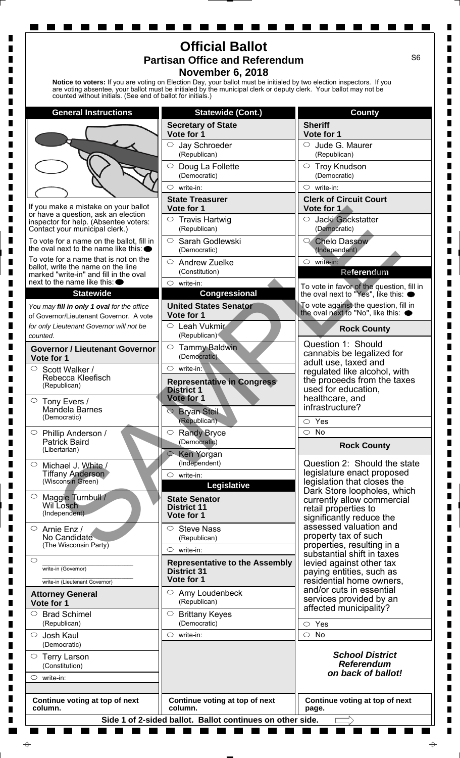# Official Ballot

## Partisan Office and Referendum

## November 6, 2018

S6

**Notice to voters:** If you are voting on Election Day, your ballot must be initialed by two election inspectors. If you are voting absentee, your ballot must be initialed by the municipal clerk or deputy clerk. Your ballot may not be counted without initials. (See end of ballot for initials.)

### General Instructions

If you make a mistake on your ballot or have a question, ask an election inspector for help. (Absentee voters: Contact your municipal clerk.)

To vote for a name on the ballot, fill in the oval next to the name like this: ⬤

To vote for a name that is not on the ballot, write the name on the line marked "write-in" and fill in the oval next to the name like this: ⬤

### Statewide

*You may **fill in only 1 oval** for the office of Governor/Lieutenant Governor. A vote for only Lieutenant Governor will not be counted.*

**Governor / Lieutenant Governor**
**Vote for 1**

- ○ Scott Walker / Rebecca Kleefisch (Republican)
- ○ Tony Evers / Mandela Barnes (Democratic)
- ○ Phillip Anderson / Patrick Baird (Libertarian)
- ○ Michael J. White / Tiffany Anderson (Wisconsin Green)
- ○ Maggie Turnbull / Wil Losch (Independent)
- ○ Arnie Enz / No Candidate (The Wisconsin Party)
- ○ ______________ write-in (Governor) / ______________ write-in (Lieutenant Governor)

**Attorney General**
**Vote for 1**

- ○ Brad Schimel (Republican)
- ○ Josh Kaul (Democratic)
- ○ Terry Larson (Constitution)
- ○ write-in:

Continue voting at top of next column.

### Statewide (Cont.)

**Secretary of State**
**Vote for 1**

- ○ Jay Schroeder (Republican)
- ○ Doug La Follette (Democratic)
- ○ write-in:

**State Treasurer**
**Vote for 1**

- ○ Travis Hartwig (Republican)
- ○ Sarah Godlewski (Democratic)
- ○ Andrew Zuelke (Constitution)
- ○ write-in:

### Congressional

**United States Senator**
**Vote for 1**

- ○ Leah Vukmir (Republican)
- ○ Tammy Baldwin (Democratic)
- ○ write-in:

**Representative in Congress**
**District 1**
**Vote for 1**

- ○ Bryan Steil (Republican)
- ○ Randy Bryce (Democratic)
- ○ Ken Yorgan (Independent)
- ○ write-in:

### Legislative

**State Senator**
**District 11**
**Vote for 1**

- ○ Steve Nass (Republican)
- ○ write-in:

**Representative to the Assembly**
**District 31**
**Vote for 1**

- ○ Amy Loudenbeck (Republican)
- ○ Brittany Keyes (Democratic)
- ○ write-in:

Continue voting at top of next column.

### County

**Sheriff**
**Vote for 1**

- ○ Jude G. Maurer (Republican)
- ○ Troy Knudson (Democratic)
- ○ write-in:

**Clerk of Circuit Court**
**Vote for 1**

- ○ Jacki Gackstatter (Democratic)
- ○ Chelo Dassow (Independent)
- ○ write-in:

### Referendum

To vote in favor of the question, fill in the oval next to "Yes", like this: ⬤

To vote against the question, fill in the oval next to "No", like this: ⬤

**Rock County**

Question 1: Should cannabis be legalized for adult use, taxed and regulated like alcohol, with the proceeds from the taxes used for education, healthcare, and infrastructure?

- ○ Yes
- ○ No

**Rock County**

Question 2: Should the state legislature enact proposed legislation that closes the Dark Store loopholes, which currently allow commercial retail properties to significantly reduce the assessed valuation and property tax of such properties, resulting in a substantial shift in taxes levied against other tax paying entities, such as residential home owners, and/or cuts in essential services provided by an affected municipality?

- ○ Yes
- ○ No

***School District Referendum on back of ballot!***

Continue voting at top of next page.

**Side 1 of 2-sided ballot. Ballot continues on other side.**

SAMPLE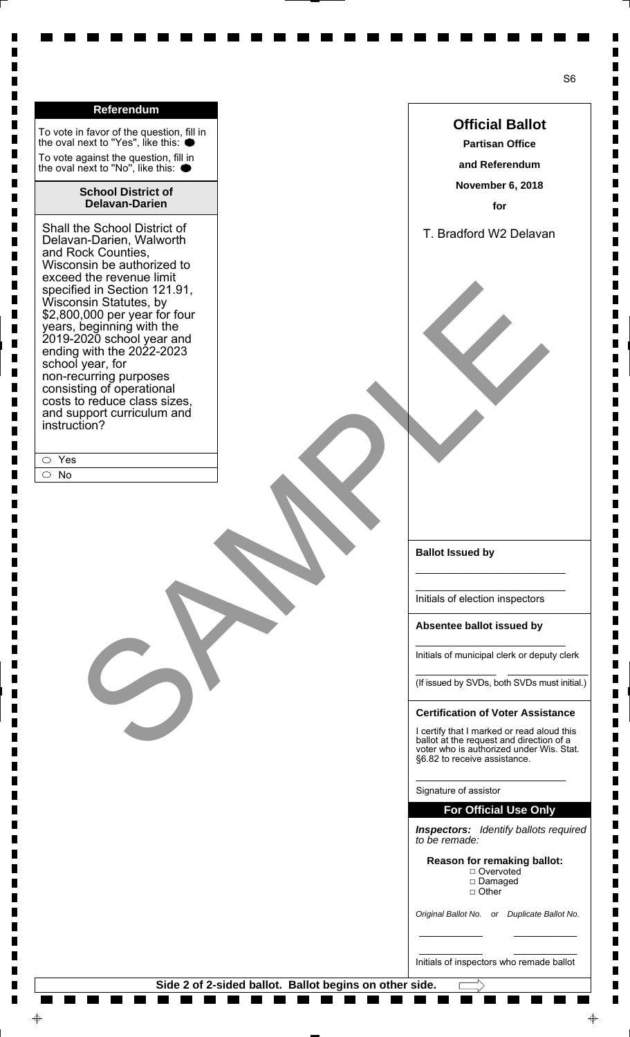S6

## Referendum

To vote in favor of the question, fill in the oval next to "Yes", like this: ⬬

To vote against the question, fill in the oval next to "No", like this: ⬬

### School District of Delavan-Darien

Shall the School District of Delavan-Darien, Walworth and Rock Counties, Wisconsin be authorized to exceed the revenue limit specified in Section 121.91, Wisconsin Statutes, by $2,800,000 per year for four years, beginning with the 2019-2020 school year and ending with the 2022-2023 school year, for non-recurring purposes consisting of operational costs to reduce class sizes, and support curriculum and instruction?

- ○ Yes
- ○ No

SAMPLE

## Official Ballot

**Partisan Office**

**and Referendum**

**November 6, 2018**

**for**

T. Bradford W2 Delavan

**Ballot Issued by**

\_\_\_\_\_\_\_\_\_\_\_\_\_\_\_\_\_\_\_\_\_\_\_\_\_\_\_\_

\_\_\_\_\_\_\_\_\_\_\_\_\_\_\_\_\_\_\_\_\_\_\_\_\_\_\_\_

Initials of election inspectors

**Absentee ballot issued by**

\_\_\_\_\_\_\_\_\_\_\_\_\_\_\_\_\_\_\_\_\_\_\_\_\_\_\_\_

Initials of municipal clerk or deputy clerk

\_\_\_\_\_\_\_\_\_\_\_\_\_\_ \_\_\_\_\_\_\_\_\_\_\_\_\_\_

(If issued by SVDs, both SVDs must initial.)

**Certification of Voter Assistance**

I certify that I marked or read aloud this ballot at the request and direction of a voter who is authorized under Wis. Stat. §6.82 to receive assistance.

\_\_\_\_\_\_\_\_\_\_\_\_\_\_\_\_\_\_\_\_\_\_\_\_\_\_\_\_

Signature of assistor

**For Official Use Only**

***Inspectors:*** *Identify ballots required to be remade:*

**Reason for remaking ballot:**

- □ Overvoted
- □ Damaged
- □ Other

*Original Ballot No.* *or* *Duplicate Ballot No.*

\_\_\_\_\_\_\_\_\_\_\_\_ \_\_\_\_\_\_\_\_\_\_\_\_

\_\_\_\_\_\_\_\_\_\_\_\_ \_\_\_\_\_\_\_\_\_\_\_\_

Initials of inspectors who remade ballot

**Side 2 of 2-sided ballot. Ballot begins on other side.**